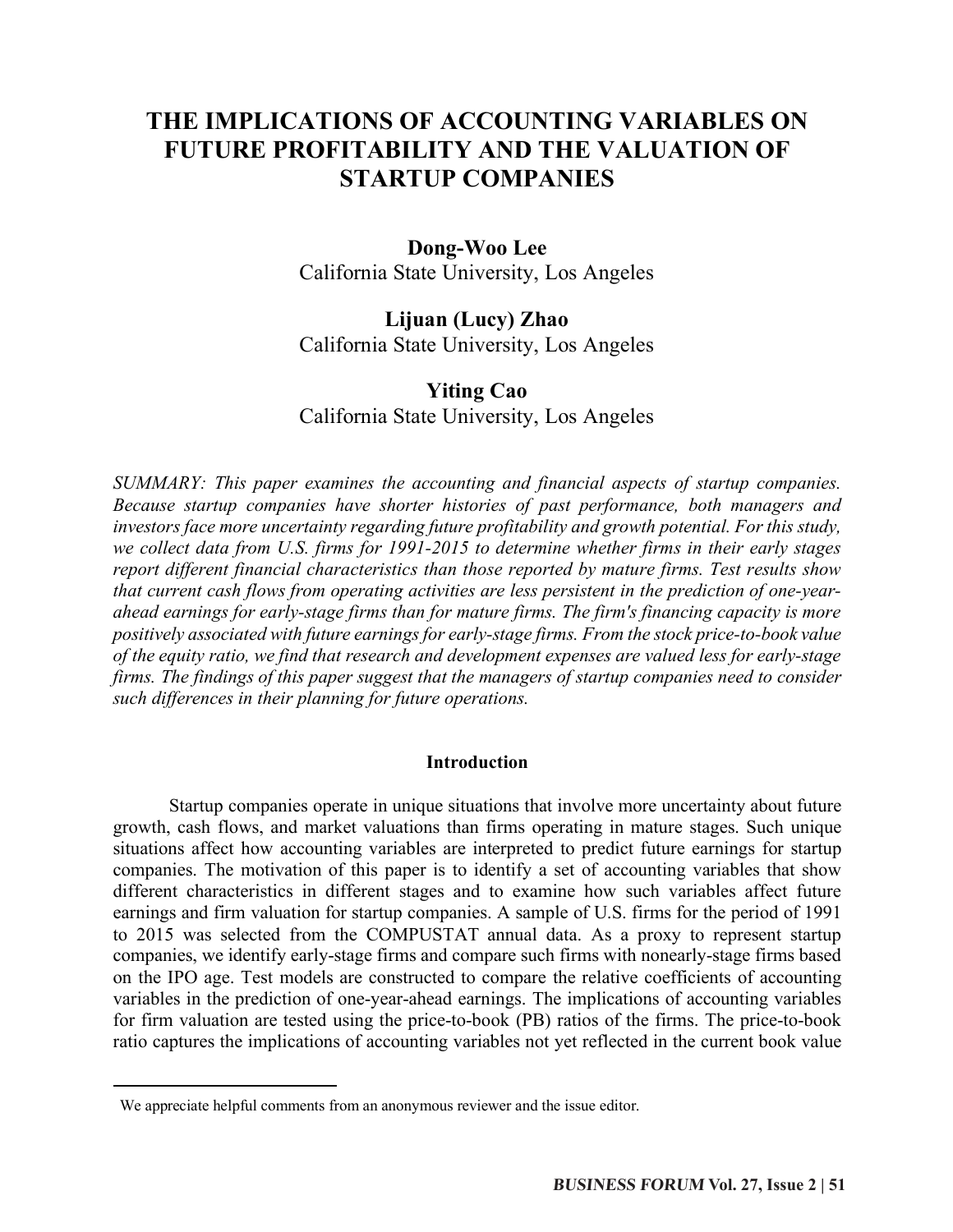# THE IMPLICATIONS OF ACCOUNTING VARIABLES ON FUTURE PROFITABILITY AND THE VALUATION OF STARTUP COMPANIES

**Dong-Woo Lee**
California State University, Los Angeles

**Lijuan (Lucy) Zhao**
California State University, Los Angeles

**Yiting Cao**
California State University, Los Angeles

*SUMMARY: This paper examines the accounting and financial aspects of startup companies. Because startup companies have shorter histories of past performance, both managers and investors face more uncertainty regarding future profitability and growth potential. For this study, we collect data from U.S. firms for 1991-2015 to determine whether firms in their early stages report different financial characteristics than those reported by mature firms. Test results show that current cash flows from operating activities are less persistent in the prediction of one-year-ahead earnings for early-stage firms than for mature firms. The firm's financing capacity is more positively associated with future earnings for early-stage firms. From the stock price-to-book value of the equity ratio, we find that research and development expenses are valued less for early-stage firms. The findings of this paper suggest that the managers of startup companies need to consider such differences in their planning for future operations.*

## Introduction

Startup companies operate in unique situations that involve more uncertainty about future growth, cash flows, and market valuations than firms operating in mature stages. Such unique situations affect how accounting variables are interpreted to predict future earnings for startup companies. The motivation of this paper is to identify a set of accounting variables that show different characteristics in different stages and to examine how such variables affect future earnings and firm valuation for startup companies. A sample of U.S. firms for the period of 1991 to 2015 was selected from the COMPUSTAT annual data. As a proxy to represent startup companies, we identify early-stage firms and compare such firms with nonearly-stage firms based on the IPO age. Test models are constructed to compare the relative coefficients of accounting variables in the prediction of one-year-ahead earnings. The implications of accounting variables for firm valuation are tested using the price-to-book (PB) ratios of the firms. The price-to-book ratio captures the implications of accounting variables not yet reflected in the current book value

---

We appreciate helpful comments from an anonymous reviewer and the issue editor.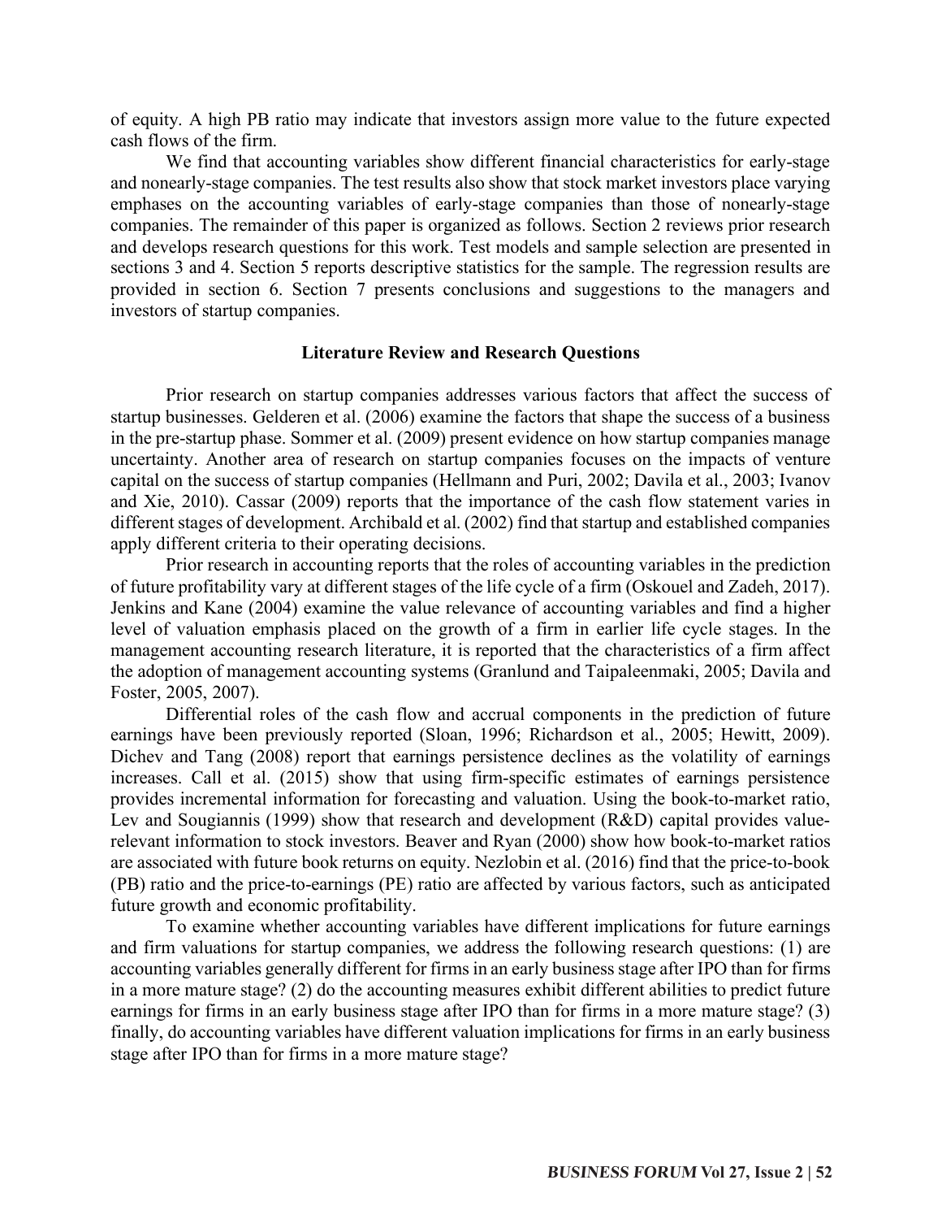of equity. A high PB ratio may indicate that investors assign more value to the future expected cash flows of the firm.

We find that accounting variables show different financial characteristics for early-stage and nonearly-stage companies. The test results also show that stock market investors place varying emphases on the accounting variables of early-stage companies than those of nonearly-stage companies. The remainder of this paper is organized as follows. Section 2 reviews prior research and develops research questions for this work. Test models and sample selection are presented in sections 3 and 4. Section 5 reports descriptive statistics for the sample. The regression results are provided in section 6. Section 7 presents conclusions and suggestions to the managers and investors of startup companies.

## Literature Review and Research Questions

Prior research on startup companies addresses various factors that affect the success of startup businesses. Gelderen et al. (2006) examine the factors that shape the success of a business in the pre-startup phase. Sommer et al. (2009) present evidence on how startup companies manage uncertainty. Another area of research on startup companies focuses on the impacts of venture capital on the success of startup companies (Hellmann and Puri, 2002; Davila et al., 2003; Ivanov and Xie, 2010). Cassar (2009) reports that the importance of the cash flow statement varies in different stages of development. Archibald et al. (2002) find that startup and established companies apply different criteria to their operating decisions.

Prior research in accounting reports that the roles of accounting variables in the prediction of future profitability vary at different stages of the life cycle of a firm (Oskouel and Zadeh, 2017). Jenkins and Kane (2004) examine the value relevance of accounting variables and find a higher level of valuation emphasis placed on the growth of a firm in earlier life cycle stages. In the management accounting research literature, it is reported that the characteristics of a firm affect the adoption of management accounting systems (Granlund and Taipaleenmaki, 2005; Davila and Foster, 2005, 2007).

Differential roles of the cash flow and accrual components in the prediction of future earnings have been previously reported (Sloan, 1996; Richardson et al., 2005; Hewitt, 2009). Dichev and Tang (2008) report that earnings persistence declines as the volatility of earnings increases. Call et al. (2015) show that using firm-specific estimates of earnings persistence provides incremental information for forecasting and valuation. Using the book-to-market ratio, Lev and Sougiannis (1999) show that research and development (R&D) capital provides value-relevant information to stock investors. Beaver and Ryan (2000) show how book-to-market ratios are associated with future book returns on equity. Nezlobin et al. (2016) find that the price-to-book (PB) ratio and the price-to-earnings (PE) ratio are affected by various factors, such as anticipated future growth and economic profitability.

To examine whether accounting variables have different implications for future earnings and firm valuations for startup companies, we address the following research questions: (1) are accounting variables generally different for firms in an early business stage after IPO than for firms in a more mature stage? (2) do the accounting measures exhibit different abilities to predict future earnings for firms in an early business stage after IPO than for firms in a more mature stage? (3) finally, do accounting variables have different valuation implications for firms in an early business stage after IPO than for firms in a more mature stage?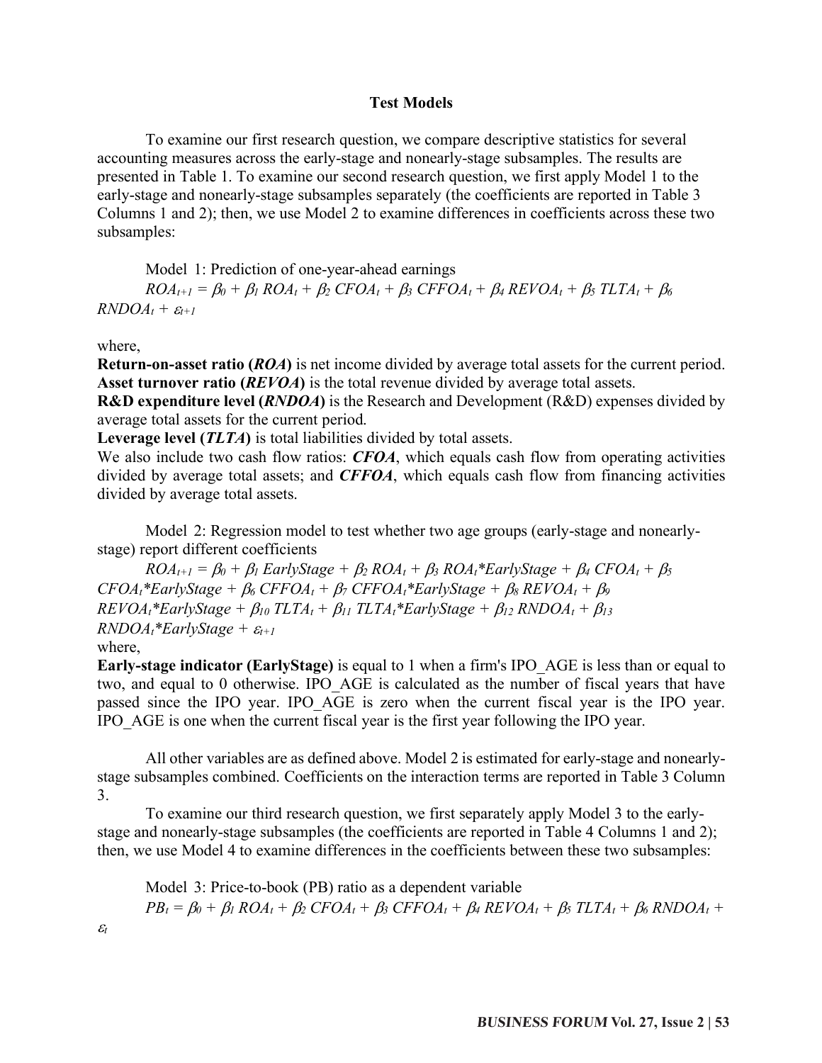### Test Models

To examine our first research question, we compare descriptive statistics for several accounting measures across the early-stage and nonearly-stage subsamples. The results are presented in Table 1. To examine our second research question, we first apply Model 1 to the early-stage and nonearly-stage subsamples separately (the coefficients are reported in Table 3 Columns 1 and 2); then, we use Model 2 to examine differences in coefficients across these two subsamples:

Model 1: Prediction of one-year-ahead earnings

$$ROA_{t+1} = \beta_0 + \beta_1 ROA_t + \beta_2 CFOA_t + \beta_3 CFFOA_t + \beta_4 REVOA_t + \beta_5 TLTA_t + \beta_6 RNDOA_t + \varepsilon_{t+1}$$

where,

**Return-on-asset ratio (*ROA*)** is net income divided by average total assets for the current period.
**Asset turnover ratio (*REVOA*)** is the total revenue divided by average total assets.
**R&D expenditure level (*RNDOA*)** is the Research and Development (R&D) expenses divided by average total assets for the current period.
**Leverage level (*TLTA*)** is total liabilities divided by total assets.
We also include two cash flow ratios: ***CFOA***, which equals cash flow from operating activities divided by average total assets; and ***CFFOA***, which equals cash flow from financing activities divided by average total assets.

Model 2: Regression model to test whether two age groups (early-stage and nonearly-stage) report different coefficients

$$ROA_{t+1} = \beta_0 + \beta_1 EarlyStage + \beta_2 ROA_t + \beta_3 ROA_t{*}EarlyStage + \beta_4 CFOA_t + \beta_5 CFOA_t{*}EarlyStage + \beta_6 CFFOA_t + \beta_7 CFFOA_t{*}EarlyStage + \beta_8 REVOA_t + \beta_9 REVOA_t{*}EarlyStage + \beta_{10} TLTA_t + \beta_{11} TLTA_t{*}EarlyStage + \beta_{12} RNDOA_t + \beta_{13} RNDOA_t{*}EarlyStage + \varepsilon_{t+1}$$

where,

**Early-stage indicator (EarlyStage)** is equal to 1 when a firm's IPO_AGE is less than or equal to two, and equal to 0 otherwise. IPO_AGE is calculated as the number of fiscal years that have passed since the IPO year. IPO_AGE is zero when the current fiscal year is the IPO year. IPO_AGE is one when the current fiscal year is the first year following the IPO year.

All other variables are as defined above. Model 2 is estimated for early-stage and nonearly-stage subsamples combined. Coefficients on the interaction terms are reported in Table 3 Column 3.

To examine our third research question, we first separately apply Model 3 to the early-stage and nonearly-stage subsamples (the coefficients are reported in Table 4 Columns 1 and 2); then, we use Model 4 to examine differences in the coefficients between these two subsamples:

Model 3: Price-to-book (PB) ratio as a dependent variable

$$PB_t = \beta_0 + \beta_1 ROA_t + \beta_2 CFOA_t + \beta_3 CFFOA_t + \beta_4 REVOA_t + \beta_5 TLTA_t + \beta_6 RNDOA_t + \varepsilon_t$$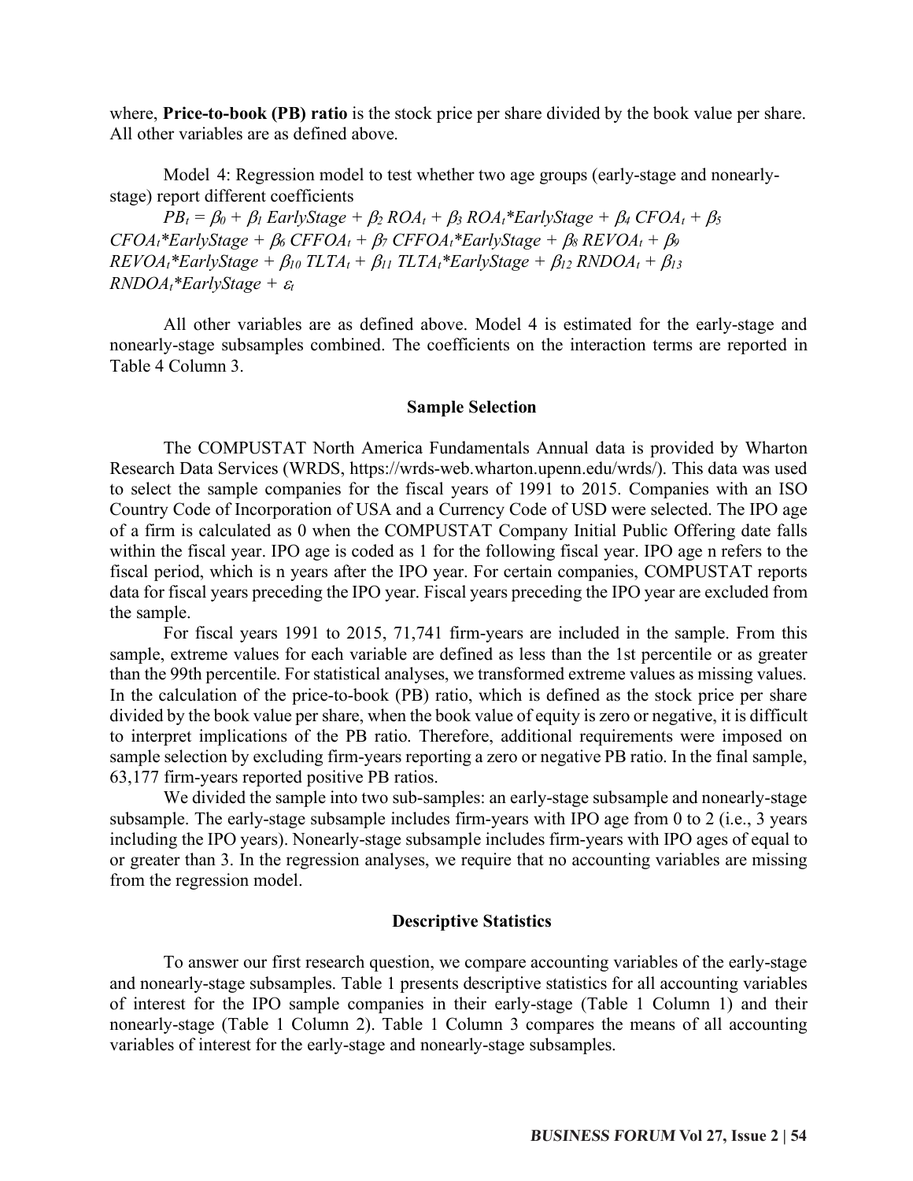where, **Price-to-book (PB) ratio** is the stock price per share divided by the book value per share. All other variables are as defined above.

Model 4: Regression model to test whether two age groups (early-stage and nonearly-stage) report different coefficients

$$PB_t = \beta_0 + \beta_1\, EarlyStage + \beta_2\, ROA_t + \beta_3\, ROA_t{*}EarlyStage + \beta_4\, CFOA_t + \beta_5\, CFOA_t{*}EarlyStage + \beta_6\, CFFOA_t + \beta_7\, CFFOA_t{*}EarlyStage + \beta_8\, REVOA_t + \beta_9\, REVOA_t{*}EarlyStage + \beta_{10}\, TLTA_t + \beta_{11}\, TLTA_t{*}EarlyStage + \beta_{12}\, RNDOA_t + \beta_{13}\, RNDOA_t{*}EarlyStage + \varepsilon_t$$

All other variables are as defined above. Model 4 is estimated for the early-stage and nonearly-stage subsamples combined. The coefficients on the interaction terms are reported in Table 4 Column 3.

## Sample Selection

The COMPUSTAT North America Fundamentals Annual data is provided by Wharton Research Data Services (WRDS, https://wrds-web.wharton.upenn.edu/wrds/). This data was used to select the sample companies for the fiscal years of 1991 to 2015. Companies with an ISO Country Code of Incorporation of USA and a Currency Code of USD were selected. The IPO age of a firm is calculated as 0 when the COMPUSTAT Company Initial Public Offering date falls within the fiscal year. IPO age is coded as 1 for the following fiscal year. IPO age n refers to the fiscal period, which is n years after the IPO year. For certain companies, COMPUSTAT reports data for fiscal years preceding the IPO year. Fiscal years preceding the IPO year are excluded from the sample.

For fiscal years 1991 to 2015, 71,741 firm-years are included in the sample. From this sample, extreme values for each variable are defined as less than the 1st percentile or as greater than the 99th percentile. For statistical analyses, we transformed extreme values as missing values. In the calculation of the price-to-book (PB) ratio, which is defined as the stock price per share divided by the book value per share, when the book value of equity is zero or negative, it is difficult to interpret implications of the PB ratio. Therefore, additional requirements were imposed on sample selection by excluding firm-years reporting a zero or negative PB ratio. In the final sample, 63,177 firm-years reported positive PB ratios.

We divided the sample into two sub-samples: an early-stage subsample and nonearly-stage subsample. The early-stage subsample includes firm-years with IPO age from 0 to 2 (i.e., 3 years including the IPO years). Nonearly-stage subsample includes firm-years with IPO ages of equal to or greater than 3. In the regression analyses, we require that no accounting variables are missing from the regression model.

## Descriptive Statistics

To answer our first research question, we compare accounting variables of the early-stage and nonearly-stage subsamples. Table 1 presents descriptive statistics for all accounting variables of interest for the IPO sample companies in their early-stage (Table 1 Column 1) and their nonearly-stage (Table 1 Column 2). Table 1 Column 3 compares the means of all accounting variables of interest for the early-stage and nonearly-stage subsamples.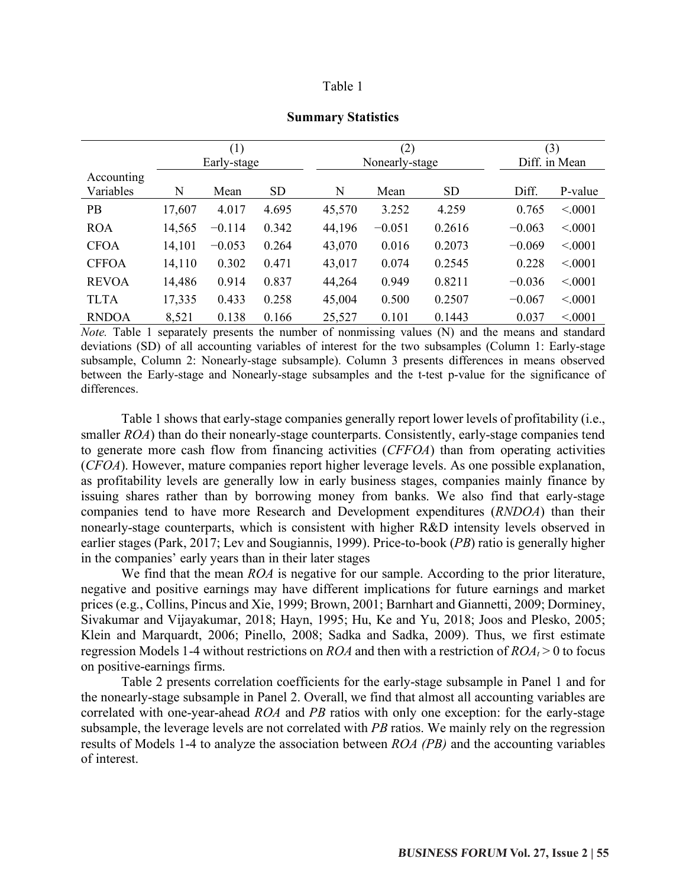Table 1

**Summary Statistics**

| | (1) Early-stage | | | (2) Nonearly-stage | | | (3) Diff. in Mean | |
|---|---|---|---|---|---|---|---|---|
| Accounting Variables | N | Mean | SD | N | Mean | SD | Diff. | P-value |
| PB | 17,607 | 4.017 | 4.695 | 45,570 | 3.252 | 4.259 | 0.765 | <.0001 |
| ROA | 14,565 | −0.114 | 0.342 | 44,196 | −0.051 | 0.2616 | −0.063 | <.0001 |
| CFOA | 14,101 | −0.053 | 0.264 | 43,070 | 0.016 | 0.2073 | −0.069 | <.0001 |
| CFFOA | 14,110 | 0.302 | 0.471 | 43,017 | 0.074 | 0.2545 | 0.228 | <.0001 |
| REVOA | 14,486 | 0.914 | 0.837 | 44,264 | 0.949 | 0.8211 | −0.036 | <.0001 |
| TLTA | 17,335 | 0.433 | 0.258 | 45,004 | 0.500 | 0.2507 | −0.067 | <.0001 |
| RNDOA | 8,521 | 0.138 | 0.166 | 25,527 | 0.101 | 0.1443 | 0.037 | <.0001 |

*Note.* Table 1 separately presents the number of nonmissing values (N) and the means and standard deviations (SD) of all accounting variables of interest for the two subsamples (Column 1: Early-stage subsample, Column 2: Nonearly-stage subsample). Column 3 presents differences in means observed between the Early-stage and Nonearly-stage subsamples and the t-test p-value for the significance of differences.

Table 1 shows that early-stage companies generally report lower levels of profitability (i.e., smaller *ROA*) than do their nonearly-stage counterparts. Consistently, early-stage companies tend to generate more cash flow from financing activities (*CFFOA*) than from operating activities (*CFOA*). However, mature companies report higher leverage levels. As one possible explanation, as profitability levels are generally low in early business stages, companies mainly finance by issuing shares rather than by borrowing money from banks. We also find that early-stage companies tend to have more Research and Development expenditures (*RNDOA*) than their nonearly-stage counterparts, which is consistent with higher R&D intensity levels observed in earlier stages (Park, 2017; Lev and Sougiannis, 1999). Price-to-book (*PB*) ratio is generally higher in the companies' early years than in their later stages

We find that the mean *ROA* is negative for our sample. According to the prior literature, negative and positive earnings may have different implications for future earnings and market prices (e.g., Collins, Pincus and Xie, 1999; Brown, 2001; Barnhart and Giannetti, 2009; Dorminey, Sivakumar and Vijayakumar, 2018; Hayn, 1995; Hu, Ke and Yu, 2018; Joos and Plesko, 2005; Klein and Marquardt, 2006; Pinello, 2008; Sadka and Sadka, 2009). Thus, we first estimate regression Models 1-4 without restrictions on *ROA* and then with a restriction of $ROA_t > 0$ to focus on positive-earnings firms.

Table 2 presents correlation coefficients for the early-stage subsample in Panel 1 and for the nonearly-stage subsample in Panel 2. Overall, we find that almost all accounting variables are correlated with one-year-ahead *ROA* and *PB* ratios with only one exception: for the early-stage subsample, the leverage levels are not correlated with *PB* ratios. We mainly rely on the regression results of Models 1-4 to analyze the association between *ROA (PB)* and the accounting variables of interest.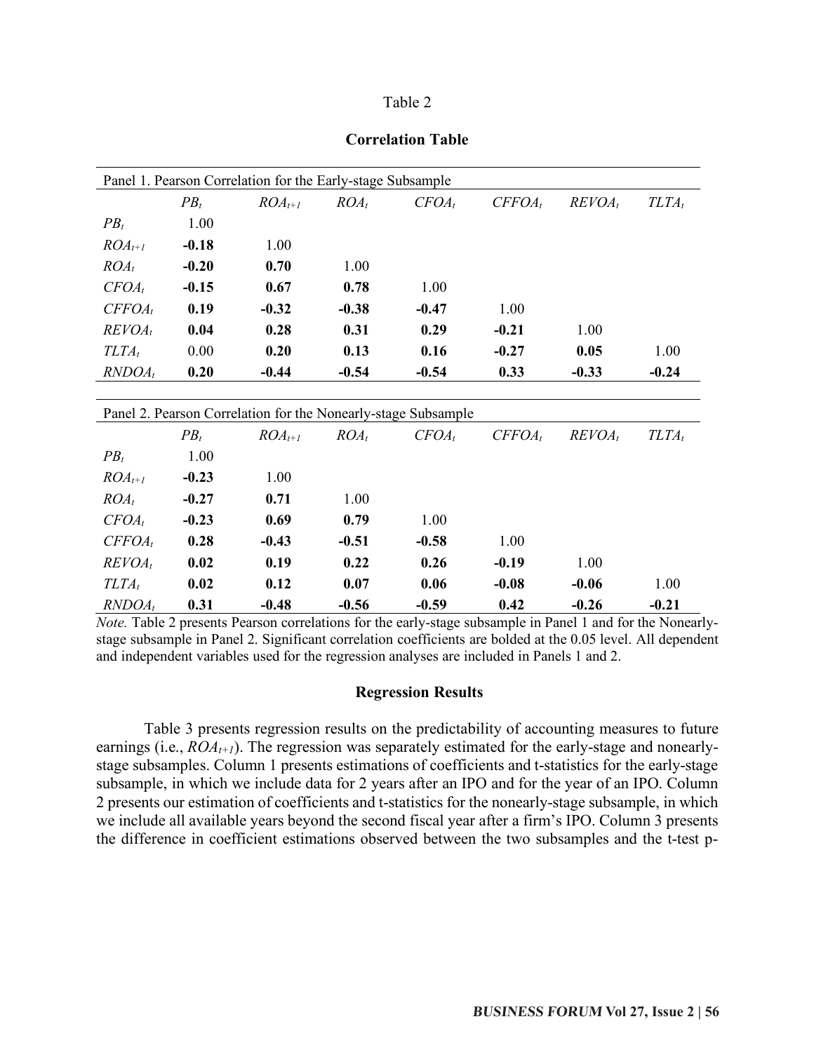Table 2

**Correlation Table**

Panel 1. Pearson Correlation for the Early-stage Subsample

| | $PB_t$ | $ROA_{t+1}$ | $ROA_t$ | $CFOA_t$ | $CFFOA_t$ | $REVOA_t$ | $TLTA_t$ |
|---|---|---|---|---|---|---|---|
| $PB_t$ | 1.00 | | | | | | |
| $ROA_{t+1}$ | **-0.18** | 1.00 | | | | | |
| $ROA_t$ | **-0.20** | **0.70** | 1.00 | | | | |
| $CFOA_t$ | **-0.15** | **0.67** | **0.78** | 1.00 | | | |
| $CFFOA_t$ | **0.19** | **-0.32** | **-0.38** | **-0.47** | 1.00 | | |
| $REVOA_t$ | **0.04** | **0.28** | **0.31** | **0.29** | **-0.21** | 1.00 | |
| $TLTA_t$ | 0.00 | **0.20** | **0.13** | **0.16** | **-0.27** | **0.05** | 1.00 |
| $RNDOA_t$ | **0.20** | **-0.44** | **-0.54** | **-0.54** | **0.33** | **-0.33** | **-0.24** |

Panel 2. Pearson Correlation for the Nonearly-stage Subsample

| | $PB_t$ | $ROA_{t+1}$ | $ROA_t$ | $CFOA_t$ | $CFFOA_t$ | $REVOA_t$ | $TLTA_t$ |
|---|---|---|---|---|---|---|---|
| $PB_t$ | 1.00 | | | | | | |
| $ROA_{t+1}$ | **-0.23** | 1.00 | | | | | |
| $ROA_t$ | **-0.27** | **0.71** | 1.00 | | | | |
| $CFOA_t$ | **-0.23** | **0.69** | **0.79** | 1.00 | | | |
| $CFFOA_t$ | **0.28** | **-0.43** | **-0.51** | **-0.58** | 1.00 | | |
| $REVOA_t$ | **0.02** | **0.19** | **0.22** | **0.26** | **-0.19** | 1.00 | |
| $TLTA_t$ | **0.02** | **0.12** | **0.07** | **0.06** | **-0.08** | **-0.06** | 1.00 |
| $RNDOA_t$ | **0.31** | **-0.48** | **-0.56** | **-0.59** | **0.42** | **-0.26** | **-0.21** |

*Note.* Table 2 presents Pearson correlations for the early-stage subsample in Panel 1 and for the Nonearly-stage subsample in Panel 2. Significant correlation coefficients are bolded at the 0.05 level. All dependent and independent variables used for the regression analyses are included in Panels 1 and 2.

## Regression Results

Table 3 presents regression results on the predictability of accounting measures to future earnings (i.e., $ROA_{t+1}$). The regression was separately estimated for the early-stage and nonearly-stage subsamples. Column 1 presents estimations of coefficients and t-statistics for the early-stage subsample, in which we include data for 2 years after an IPO and for the year of an IPO. Column 2 presents our estimation of coefficients and t-statistics for the nonearly-stage subsample, in which we include all available years beyond the second fiscal year after a firm's IPO. Column 3 presents the difference in coefficient estimations observed between the two subsamples and the t-test p-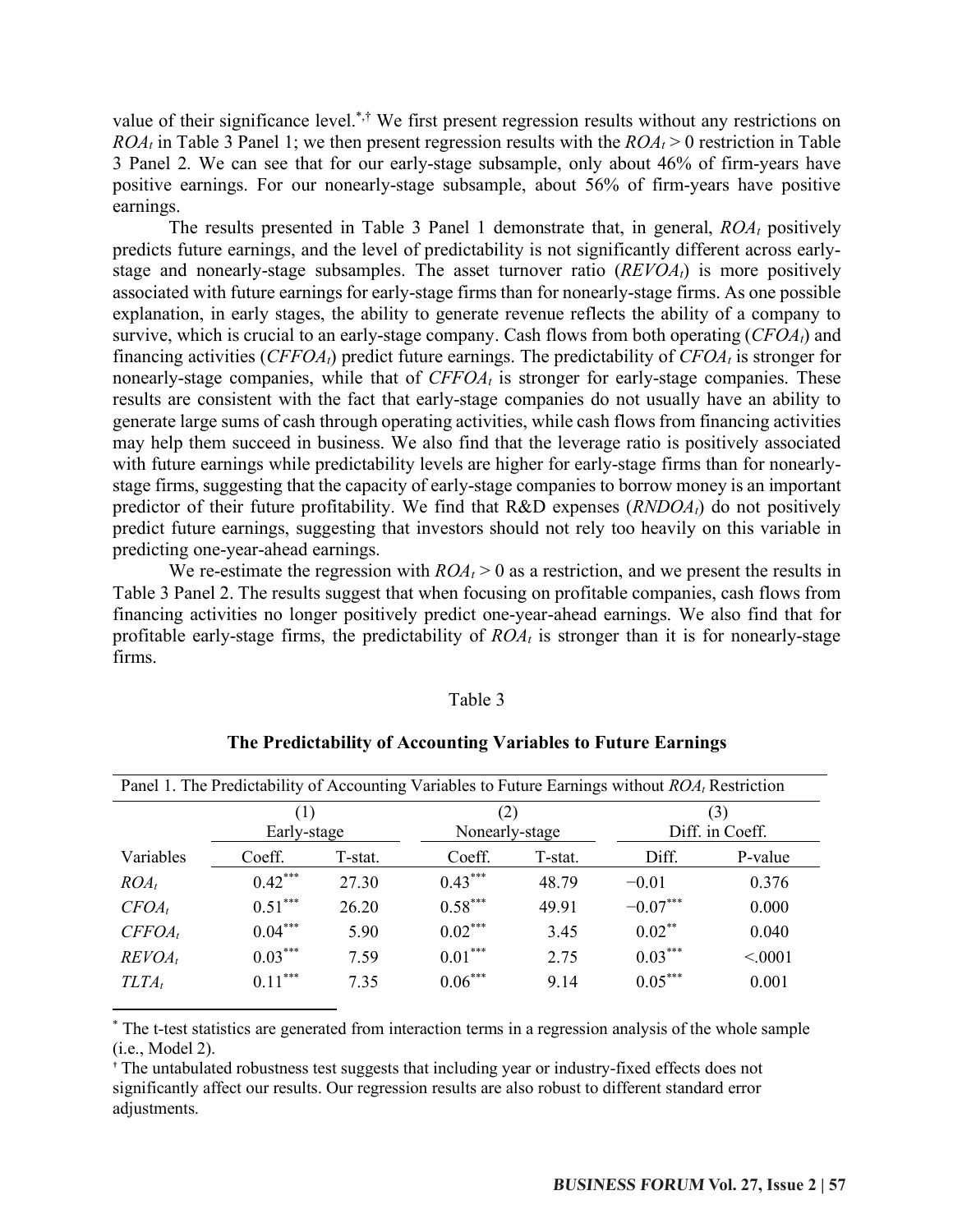value of their significance level.[*,†] We first present regression results without any restrictions on $ROA_t$ in Table 3 Panel 1; we then present regression results with the $ROA_t > 0$ restriction in Table 3 Panel 2. We can see that for our early-stage subsample, only about 46% of firm-years have positive earnings. For our nonearly-stage subsample, about 56% of firm-years have positive earnings.

The results presented in Table 3 Panel 1 demonstrate that, in general, $ROA_t$ positively predicts future earnings, and the level of predictability is not significantly different across early-stage and nonearly-stage subsamples. The asset turnover ratio ($REVOA_t$) is more positively associated with future earnings for early-stage firms than for nonearly-stage firms. As one possible explanation, in early stages, the ability to generate revenue reflects the ability of a company to survive, which is crucial to an early-stage company. Cash flows from both operating ($CFOA_t$) and financing activities ($CFFOA_t$) predict future earnings. The predictability of $CFOA_t$ is stronger for nonearly-stage companies, while that of $CFFOA_t$ is stronger for early-stage companies. These results are consistent with the fact that early-stage companies do not usually have an ability to generate large sums of cash through operating activities, while cash flows from financing activities may help them succeed in business. We also find that the leverage ratio is positively associated with future earnings while predictability levels are higher for early-stage firms than for nonearly-stage firms, suggesting that the capacity of early-stage companies to borrow money is an important predictor of their future profitability. We find that R&D expenses ($RNDOA_t$) do not positively predict future earnings, suggesting that investors should not rely too heavily on this variable in predicting one-year-ahead earnings.

We re-estimate the regression with $ROA_t > 0$ as a restriction, and we present the results in Table 3 Panel 2. The results suggest that when focusing on profitable companies, cash flows from financing activities no longer positively predict one-year-ahead earnings. We also find that for profitable early-stage firms, the predictability of $ROA_t$ is stronger than it is for nonearly-stage firms.

Table 3

**The Predictability of Accounting Variables to Future Earnings**

Panel 1. The Predictability of Accounting Variables to Future Earnings without $ROA_t$ Restriction

| | (1) Early-stage | | (2) Nonearly-stage | | (3) Diff. in Coeff. | |
|---|---|---|---|---|---|---|
| Variables | Coeff. | T-stat. | Coeff. | T-stat. | Diff. | P-value |
| $ROA_t$ | 0.42*** | 27.30 | 0.43*** | 48.79 | −0.01 | 0.376 |
| $CFOA_t$ | 0.51*** | 26.20 | 0.58*** | 49.91 | −0.07*** | 0.000 |
| $CFFOA_t$ | 0.04*** | 5.90 | 0.02*** | 3.45 | 0.02** | 0.040 |
| $REVOA_t$ | 0.03*** | 7.59 | 0.01*** | 2.75 | 0.03*** | <.0001 |
| $TLTA_t$ | 0.11*** | 7.35 | 0.06*** | 9.14 | 0.05*** | 0.001 |

[*] The t-test statistics are generated from interaction terms in a regression analysis of the whole sample (i.e., Model 2).

[†] The untabulated robustness test suggests that including year or industry-fixed effects does not significantly affect our results. Our regression results are also robust to different standard error adjustments.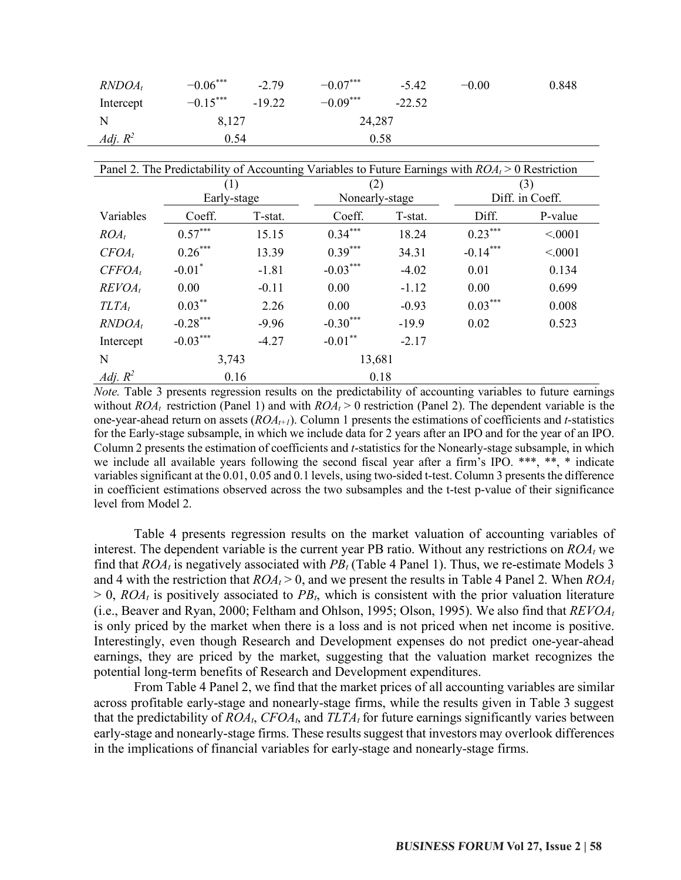| | | | | | | |
|---|---|---|---|---|---|---|
| $RNDOA_t$ | $-0.06^{***}$ | -2.79 | $-0.07^{***}$ | -5.42 | −0.00 | 0.848 |
| Intercept | $-0.15^{***}$ | -19.22 | $-0.09^{***}$ | -22.52 | | |
| N | 8,127 | | 24,287 | | | |
| *Adj. $R^2$* | 0.54 | | 0.58 | | | |

| Panel 2. The Predictability of Accounting Variables to Future Earnings with $ROA_t > 0$ Restriction | | | | | | |
|---|---|---|---|---|---|---|
| | (1) Early-stage | | (2) Nonearly-stage | | (3) Diff. in Coeff. | |
| Variables | Coeff. | T-stat. | Coeff. | T-stat. | Diff. | P-value |
| $ROA_t$ | $0.57^{***}$ | 15.15 | $0.34^{***}$ | 18.24 | $0.23^{***}$ | <.0001 |
| $CFOA_t$ | $0.26^{***}$ | 13.39 | $0.39^{***}$ | 34.31 | $-0.14^{***}$ | <.0001 |
| $CFFOA_t$ | $-0.01^{*}$ | -1.81 | $-0.03^{***}$ | -4.02 | 0.01 | 0.134 |
| $REVOA_t$ | 0.00 | -0.11 | 0.00 | -1.12 | 0.00 | 0.699 |
| $TLTA_t$ | $0.03^{**}$ | 2.26 | 0.00 | -0.93 | $0.03^{***}$ | 0.008 |
| $RNDOA_t$ | $-0.28^{***}$ | -9.96 | $-0.30^{***}$ | -19.9 | 0.02 | 0.523 |
| Intercept | $-0.03^{***}$ | -4.27 | $-0.01^{**}$ | -2.17 | | |
| N | 3,743 | | 13,681 | | | |
| *Adj. $R^2$* | 0.16 | | 0.18 | | | |

*Note.* Table 3 presents regression results on the predictability of accounting variables to future earnings without $ROA_t$ restriction (Panel 1) and with $ROA_t > 0$ restriction (Panel 2). The dependent variable is the one-year-ahead return on assets ($ROA_{t+1}$). Column 1 presents the estimations of coefficients and *t*-statistics for the Early-stage subsample, in which we include data for 2 years after an IPO and for the year of an IPO. Column 2 presents the estimation of coefficients and *t*-statistics for the Nonearly-stage subsample, in which we include all available years following the second fiscal year after a firm's IPO. ***, **, * indicate variables significant at the 0.01, 0.05 and 0.1 levels, using two-sided t-test. Column 3 presents the difference in coefficient estimations observed across the two subsamples and the t-test p-value of their significance level from Model 2.

Table 4 presents regression results on the market valuation of accounting variables of interest. The dependent variable is the current year PB ratio. Without any restrictions on $ROA_t$ we find that $ROA_t$ is negatively associated with $PB_t$ (Table 4 Panel 1). Thus, we re-estimate Models 3 and 4 with the restriction that $ROA_t > 0$, and we present the results in Table 4 Panel 2. When $ROA_t > 0$, $ROA_t$ is positively associated to $PB_t$, which is consistent with the prior valuation literature (i.e., Beaver and Ryan, 2000; Feltham and Ohlson, 1995; Olson, 1995). We also find that $REVOA_t$ is only priced by the market when there is a loss and is not priced when net income is positive. Interestingly, even though Research and Development expenses do not predict one-year-ahead earnings, they are priced by the market, suggesting that the valuation market recognizes the potential long-term benefits of Research and Development expenditures.

From Table 4 Panel 2, we find that the market prices of all accounting variables are similar across profitable early-stage and nonearly-stage firms, while the results given in Table 3 suggest that the predictability of $ROA_t$, $CFOA_t$, and $TLTA_t$ for future earnings significantly varies between early-stage and nonearly-stage firms. These results suggest that investors may overlook differences in the implications of financial variables for early-stage and nonearly-stage firms.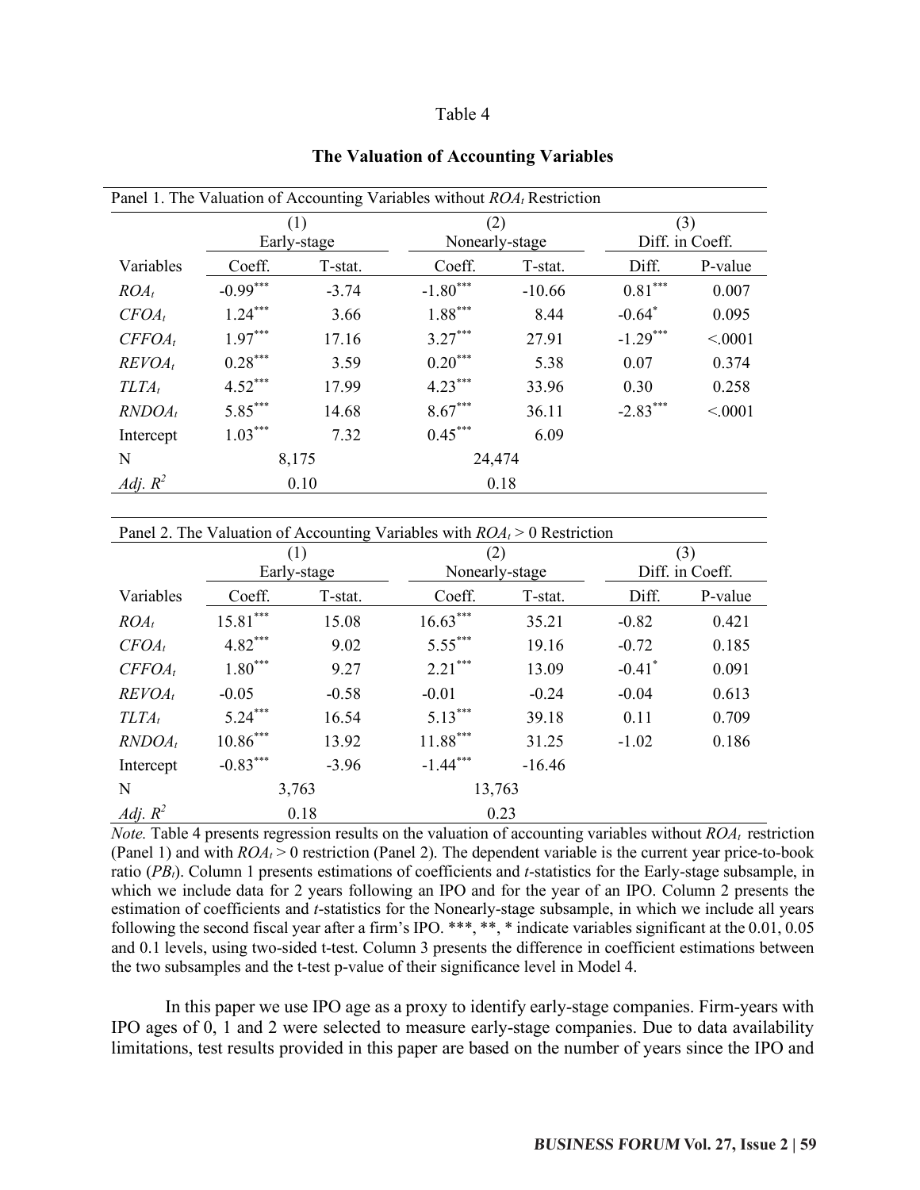Table 4

**The Valuation of Accounting Variables**

Panel 1. The Valuation of Accounting Variables without $ROA_t$ Restriction

| | (1) Early-stage | | (2) Nonearly-stage | | (3) Diff. in Coeff. | |
|---|---|---|---|---|---|---|
| Variables | Coeff. | T-stat. | Coeff. | T-stat. | Diff. | P-value |
| $ROA_t$ | $-0.99^{***}$ | -3.74 | $-1.80^{***}$ | -10.66 | $0.81^{***}$ | 0.007 |
| $CFOA_t$ | $1.24^{***}$ | 3.66 | $1.88^{***}$ | 8.44 | $-0.64^{*}$ | 0.095 |
| $CFFOA_t$ | $1.97^{***}$ | 17.16 | $3.27^{***}$ | 27.91 | $-1.29^{***}$ | <.0001 |
| $REVOA_t$ | $0.28^{***}$ | 3.59 | $0.20^{***}$ | 5.38 | 0.07 | 0.374 |
| $TLTA_t$ | $4.52^{***}$ | 17.99 | $4.23^{***}$ | 33.96 | 0.30 | 0.258 |
| $RNDOA_t$ | $5.85^{***}$ | 14.68 | $8.67^{***}$ | 36.11 | $-2.83^{***}$ | <.0001 |
| Intercept | $1.03^{***}$ | 7.32 | $0.45^{***}$ | 6.09 | | |
| N | 8,175 | | 24,474 | | | |
| $Adj.\ R^2$ | 0.10 | | 0.18 | | | |

Panel 2. The Valuation of Accounting Variables with $ROA_t > 0$ Restriction

| | (1) Early-stage | | (2) Nonearly-stage | | (3) Diff. in Coeff. | |
|---|---|---|---|---|---|---|
| Variables | Coeff. | T-stat. | Coeff. | T-stat. | Diff. | P-value |
| $ROA_t$ | $15.81^{***}$ | 15.08 | $16.63^{***}$ | 35.21 | -0.82 | 0.421 |
| $CFOA_t$ | $4.82^{***}$ | 9.02 | $5.55^{***}$ | 19.16 | -0.72 | 0.185 |
| $CFFOA_t$ | $1.80^{***}$ | 9.27 | $2.21^{***}$ | 13.09 | $-0.41^{*}$ | 0.091 |
| $REVOA_t$ | -0.05 | -0.58 | -0.01 | -0.24 | -0.04 | 0.613 |
| $TLTA_t$ | $5.24^{***}$ | 16.54 | $5.13^{***}$ | 39.18 | 0.11 | 0.709 |
| $RNDOA_t$ | $10.86^{***}$ | 13.92 | $11.88^{***}$ | 31.25 | -1.02 | 0.186 |
| Intercept | $-0.83^{***}$ | -3.96 | $-1.44^{***}$ | -16.46 | | |
| N | 3,763 | | 13,763 | | | |
| $Adj.\ R^2$ | 0.18 | | 0.23 | | | |

*Note.* Table 4 presents regression results on the valuation of accounting variables without $ROA_t$ restriction (Panel 1) and with $ROA_t > 0$ restriction (Panel 2). The dependent variable is the current year price-to-book ratio ($PB_t$). Column 1 presents estimations of coefficients and *t*-statistics for the Early-stage subsample, in which we include data for 2 years following an IPO and for the year of an IPO. Column 2 presents the estimation of coefficients and *t*-statistics for the Nonearly-stage subsample, in which we include all years following the second fiscal year after a firm's IPO. ***, **, * indicate variables significant at the 0.01, 0.05 and 0.1 levels, using two-sided t-test. Column 3 presents the difference in coefficient estimations between the two subsamples and the t-test p-value of their significance level in Model 4.

In this paper we use IPO age as a proxy to identify early-stage companies. Firm-years with IPO ages of 0, 1 and 2 were selected to measure early-stage companies. Due to data availability limitations, test results provided in this paper are based on the number of years since the IPO and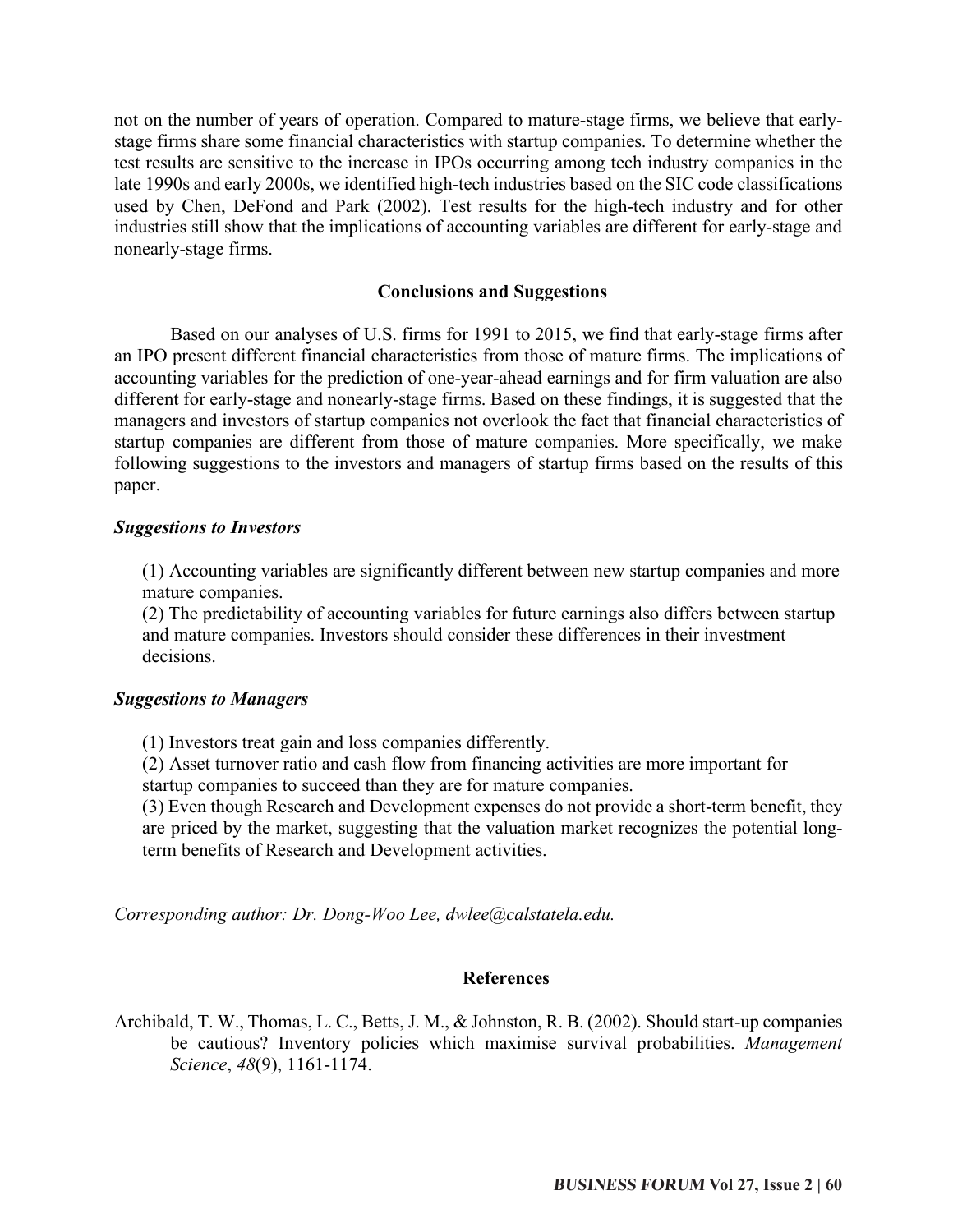not on the number of years of operation. Compared to mature-stage firms, we believe that early-stage firms share some financial characteristics with startup companies. To determine whether the test results are sensitive to the increase in IPOs occurring among tech industry companies in the late 1990s and early 2000s, we identified high-tech industries based on the SIC code classifications used by Chen, DeFond and Park (2002). Test results for the high-tech industry and for other industries still show that the implications of accounting variables are different for early-stage and nonearly-stage firms.

## Conclusions and Suggestions

Based on our analyses of U.S. firms for 1991 to 2015, we find that early-stage firms after an IPO present different financial characteristics from those of mature firms. The implications of accounting variables for the prediction of one-year-ahead earnings and for firm valuation are also different for early-stage and nonearly-stage firms. Based on these findings, it is suggested that the managers and investors of startup companies not overlook the fact that financial characteristics of startup companies are different from those of mature companies. More specifically, we make following suggestions to the investors and managers of startup firms based on the results of this paper.

### *Suggestions to Investors*

(1) Accounting variables are significantly different between new startup companies and more mature companies.
(2) The predictability of accounting variables for future earnings also differs between startup and mature companies. Investors should consider these differences in their investment decisions.

### *Suggestions to Managers*

(1) Investors treat gain and loss companies differently.
(2) Asset turnover ratio and cash flow from financing activities are more important for startup companies to succeed than they are for mature companies.
(3) Even though Research and Development expenses do not provide a short-term benefit, they are priced by the market, suggesting that the valuation market recognizes the potential long-term benefits of Research and Development activities.

*Corresponding author: Dr. Dong-Woo Lee, dwlee@calstatela.edu.*

## References

Archibald, T. W., Thomas, L. C., Betts, J. M., & Johnston, R. B. (2002). Should start-up companies be cautious? Inventory policies which maximise survival probabilities. *Management Science*, *48*(9), 1161-1174.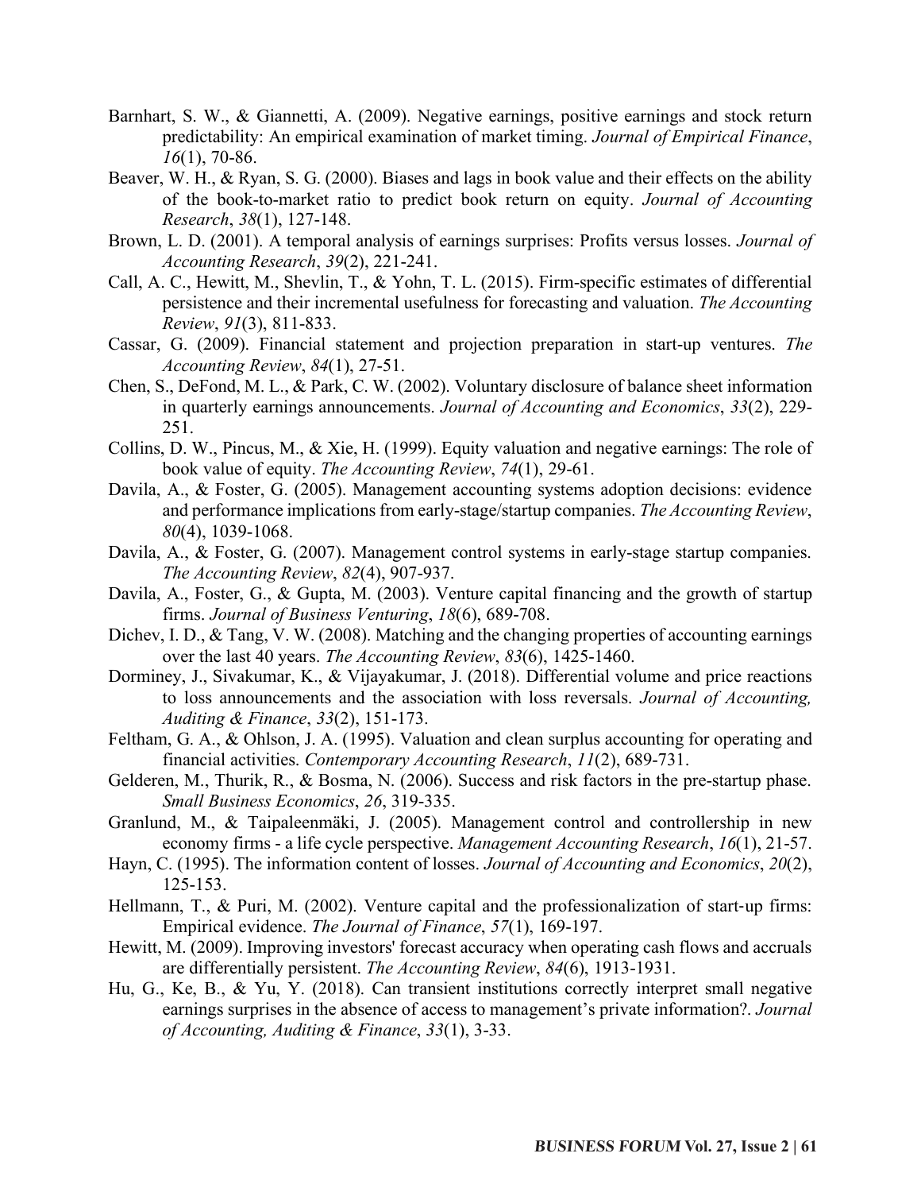Barnhart, S. W., & Giannetti, A. (2009). Negative earnings, positive earnings and stock return predictability: An empirical examination of market timing. *Journal of Empirical Finance*, *16*(1), 70-86.

Beaver, W. H., & Ryan, S. G. (2000). Biases and lags in book value and their effects on the ability of the book-to-market ratio to predict book return on equity. *Journal of Accounting Research*, *38*(1), 127-148.

Brown, L. D. (2001). A temporal analysis of earnings surprises: Profits versus losses. *Journal of Accounting Research*, *39*(2), 221-241.

Call, A. C., Hewitt, M., Shevlin, T., & Yohn, T. L. (2015). Firm-specific estimates of differential persistence and their incremental usefulness for forecasting and valuation. *The Accounting Review*, *91*(3), 811-833.

Cassar, G. (2009). Financial statement and projection preparation in start-up ventures. *The Accounting Review*, *84*(1), 27-51.

Chen, S., DeFond, M. L., & Park, C. W. (2002). Voluntary disclosure of balance sheet information in quarterly earnings announcements. *Journal of Accounting and Economics*, *33*(2), 229-251.

Collins, D. W., Pincus, M., & Xie, H. (1999). Equity valuation and negative earnings: The role of book value of equity. *The Accounting Review*, *74*(1), 29-61.

Davila, A., & Foster, G. (2005). Management accounting systems adoption decisions: evidence and performance implications from early-stage/startup companies. *The Accounting Review*, *80*(4), 1039-1068.

Davila, A., & Foster, G. (2007). Management control systems in early-stage startup companies. *The Accounting Review*, *82*(4), 907-937.

Davila, A., Foster, G., & Gupta, M. (2003). Venture capital financing and the growth of startup firms. *Journal of Business Venturing*, *18*(6), 689-708.

Dichev, I. D., & Tang, V. W. (2008). Matching and the changing properties of accounting earnings over the last 40 years. *The Accounting Review*, *83*(6), 1425-1460.

Dorminey, J., Sivakumar, K., & Vijayakumar, J. (2018). Differential volume and price reactions to loss announcements and the association with loss reversals. *Journal of Accounting, Auditing & Finance*, *33*(2), 151-173.

Feltham, G. A., & Ohlson, J. A. (1995). Valuation and clean surplus accounting for operating and financial activities. *Contemporary Accounting Research*, *11*(2), 689-731.

Gelderen, M., Thurik, R., & Bosma, N. (2006). Success and risk factors in the pre-startup phase. *Small Business Economics*, *26*, 319-335.

Granlund, M., & Taipaleenmäki, J. (2005). Management control and controllership in new economy firms - a life cycle perspective. *Management Accounting Research*, *16*(1), 21-57.

Hayn, C. (1995). The information content of losses. *Journal of Accounting and Economics*, *20*(2), 125-153.

Hellmann, T., & Puri, M. (2002). Venture capital and the professionalization of start-up firms: Empirical evidence. *The Journal of Finance*, *57*(1), 169-197.

Hewitt, M. (2009). Improving investors' forecast accuracy when operating cash flows and accruals are differentially persistent. *The Accounting Review*, *84*(6), 1913-1931.

Hu, G., Ke, B., & Yu, Y. (2018). Can transient institutions correctly interpret small negative earnings surprises in the absence of access to management's private information?. *Journal of Accounting, Auditing & Finance*, *33*(1), 3-33.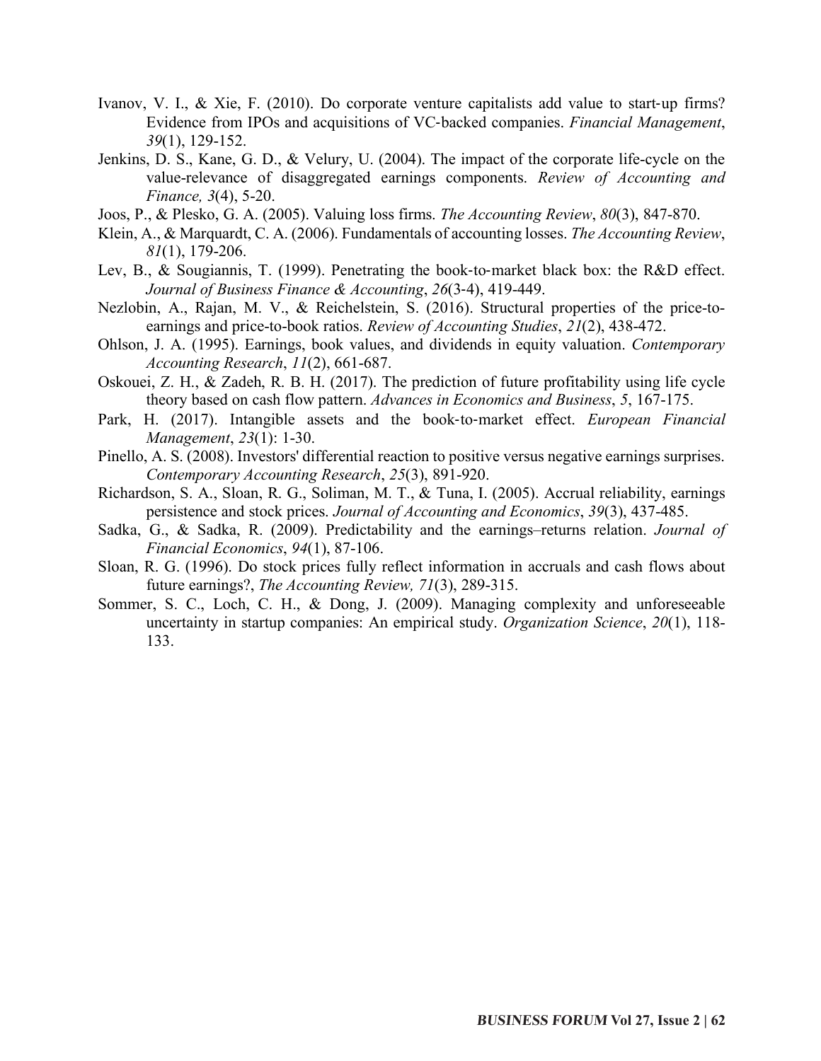Ivanov, V. I., & Xie, F. (2010). Do corporate venture capitalists add value to start‐up firms? Evidence from IPOs and acquisitions of VC‐backed companies. *Financial Management*, *39*(1), 129-152.

Jenkins, D. S., Kane, G. D., & Velury, U. (2004). The impact of the corporate life-cycle on the value-relevance of disaggregated earnings components. *Review of Accounting and Finance, 3*(4), 5-20.

Joos, P., & Plesko, G. A. (2005). Valuing loss firms. *The Accounting Review*, *80*(3), 847-870.

Klein, A., & Marquardt, C. A. (2006). Fundamentals of accounting losses. *The Accounting Review*, *81*(1), 179-206.

Lev, B., & Sougiannis, T. (1999). Penetrating the book‐to‐market black box: the R&D effect. *Journal of Business Finance & Accounting*, *26*(3‐4), 419-449.

Nezlobin, A., Rajan, M. V., & Reichelstein, S. (2016). Structural properties of the price-to-earnings and price-to-book ratios. *Review of Accounting Studies*, *21*(2), 438-472.

Ohlson, J. A. (1995). Earnings, book values, and dividends in equity valuation. *Contemporary Accounting Research*, *11*(2), 661-687.

Oskouei, Z. H., & Zadeh, R. B. H. (2017). The prediction of future profitability using life cycle theory based on cash flow pattern. *Advances in Economics and Business*, *5*, 167-175.

Park, H. (2017). Intangible assets and the book‐to‐market effect. *European Financial Management*, *23*(1): 1-30.

Pinello, A. S. (2008). Investors' differential reaction to positive versus negative earnings surprises. *Contemporary Accounting Research*, *25*(3), 891-920.

Richardson, S. A., Sloan, R. G., Soliman, M. T., & Tuna, I. (2005). Accrual reliability, earnings persistence and stock prices. *Journal of Accounting and Economics*, *39*(3), 437-485.

Sadka, G., & Sadka, R. (2009). Predictability and the earnings–returns relation. *Journal of Financial Economics*, *94*(1), 87-106.

Sloan, R. G. (1996). Do stock prices fully reflect information in accruals and cash flows about future earnings?, *The Accounting Review, 71*(3), 289-315.

Sommer, S. C., Loch, C. H., & Dong, J. (2009). Managing complexity and unforeseeable uncertainty in startup companies: An empirical study. *Organization Science*, *20*(1), 118-133.